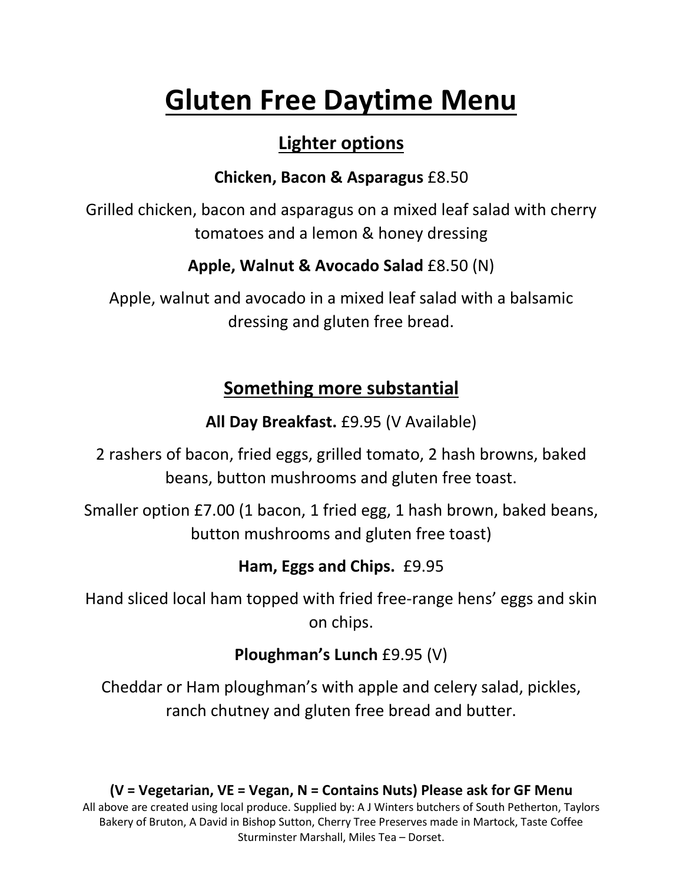# Gluten Free Daytime Menu

## Lighter options

**Chicken, Bacon & Asparagus** £8.50

Grilled chicken, bacon and asparagus on a mixed leaf salad with cherry tomatoes and a lemon & honey dressing

**Apple, Walnut & Avocado Salad** £8.50 (N)

Apple, walnut and avocado in a mixed leaf salad with a balsamic dressing and gluten free bread.

## Something more substantial

**All Day Breakfast.** £9.95 (V Available)

2 rashers of bacon, fried eggs, grilled tomato, 2 hash browns, baked beans, button mushrooms and gluten free toast.

Smaller option £7.00 (1 bacon, 1 fried egg, 1 hash brown, baked beans, button mushrooms and gluten free toast)

**Ham, Eggs and Chips.** £9.95

Hand sliced local ham topped with fried free-range hens' eggs and skin on chips.

**Ploughman's Lunch** £9.95 (V)

Cheddar or Ham ploughman's with apple and celery salad, pickles, ranch chutney and gluten free bread and butter.

**(V = Vegetarian, VE = Vegan, N = Contains Nuts) Please ask for GF Menu**

All above are created using local produce. Supplied by: A J Winters butchers of South Petherton, Taylors Bakery of Bruton, A David in Bishop Sutton, Cherry Tree Preserves made in Martock, Taste Coffee Sturminster Marshall, Miles Tea – Dorset.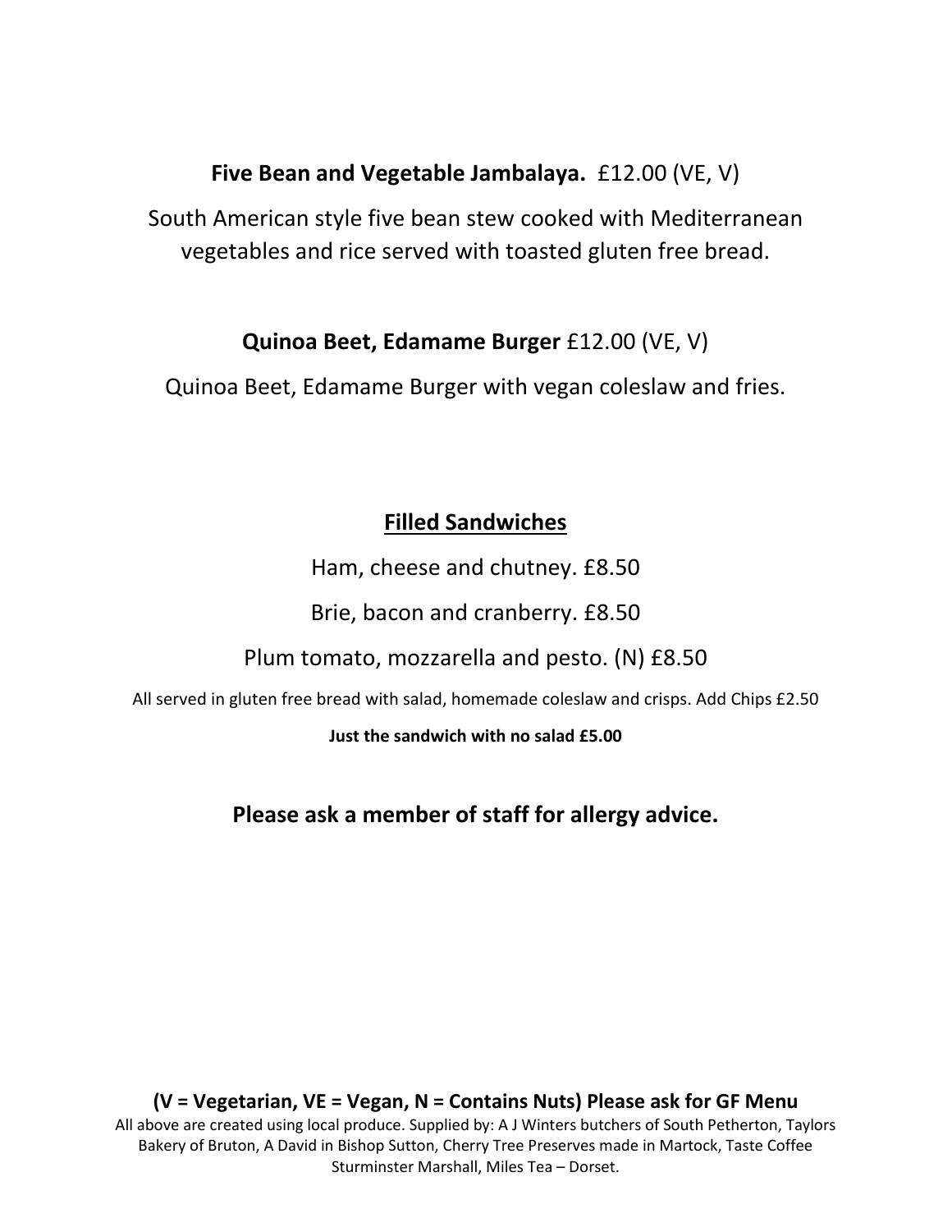**Five Bean and Vegetable Jambalaya.** £12.00 (VE, V)

South American style five bean stew cooked with Mediterranean vegetables and rice served with toasted gluten free bread.

**Quinoa Beet, Edamame Burger** £12.00 (VE, V)

Quinoa Beet, Edamame Burger with vegan coleslaw and fries.

## Filled Sandwiches

Ham, cheese and chutney. £8.50

Brie, bacon and cranberry. £8.50

Plum tomato, mozzarella and pesto. (N) £8.50

All served in gluten free bread with salad, homemade coleslaw and crisps. Add Chips £2.50

**Just the sandwich with no salad £5.00**

**Please ask a member of staff for allergy advice.**

**(V = Vegetarian, VE = Vegan, N = Contains Nuts) Please ask for GF Menu**

All above are created using local produce. Supplied by: A J Winters butchers of South Petherton, Taylors Bakery of Bruton, A David in Bishop Sutton, Cherry Tree Preserves made in Martock, Taste Coffee Sturminster Marshall, Miles Tea – Dorset.